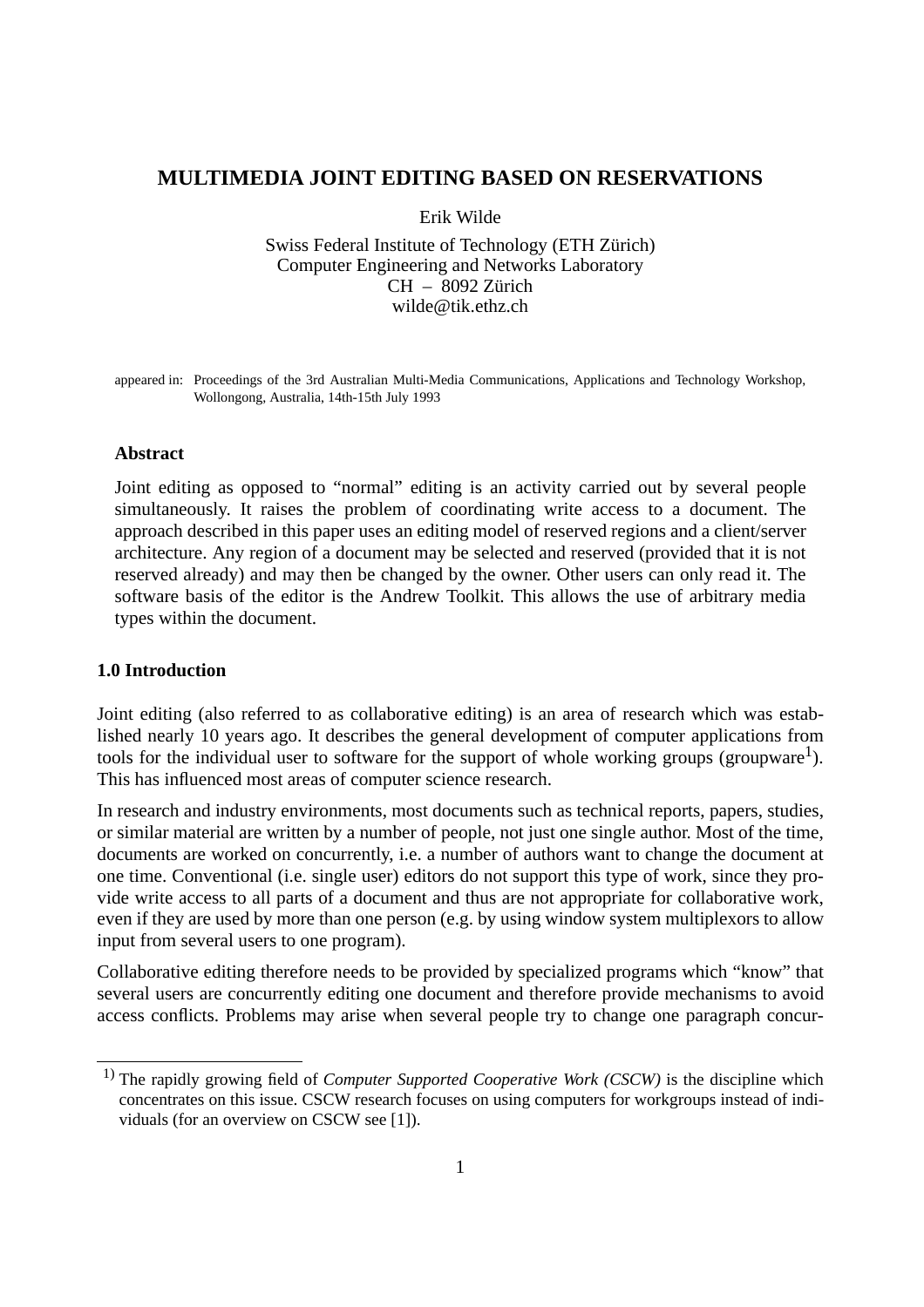# MULTIMEDIA JOINT EDITING BASED ON RESERVATIONS

Erik Wilde

Swiss Federal Institute of Technology (ETH Zürich)
Computer Engineering and Networks Laboratory
CH – 8092 Zürich
wilde@tik.ethz.ch

appeared in: Proceedings of the 3rd Australian Multi-Media Communications, Applications and Technology Workshop, Wollongong, Australia, 14th-15th July 1993

### Abstract

Joint editing as opposed to "normal" editing is an activity carried out by several people simultaneously. It raises the problem of coordinating write access to a document. The approach described in this paper uses an editing model of reserved regions and a client/server architecture. Any region of a document may be selected and reserved (provided that it is not reserved already) and may then be changed by the owner. Other users can only read it. The software basis of the editor is the Andrew Toolkit. This allows the use of arbitrary media types within the document.

## 1.0 Introduction

Joint editing (also referred to as collaborative editing) is an area of research which was established nearly 10 years ago. It describes the general development of computer applications from tools for the individual user to software for the support of whole working groups (groupware[1]). This has influenced most areas of computer science research.

In research and industry environments, most documents such as technical reports, papers, studies, or similar material are written by a number of people, not just one single author. Most of the time, documents are worked on concurrently, i.e. a number of authors want to change the document at one time. Conventional (i.e. single user) editors do not support this type of work, since they provide write access to all parts of a document and thus are not appropriate for collaborative work, even if they are used by more than one person (e.g. by using window system multiplexors to allow input from several users to one program).

Collaborative editing therefore needs to be provided by specialized programs which "know" that several users are concurrently editing one document and therefore provide mechanisms to avoid access conflicts. Problems may arise when several people try to change one paragraph concur-

[1] The rapidly growing field of *Computer Supported Cooperative Work (CSCW)* is the discipline which concentrates on this issue. CSCW research focuses on using computers for workgroups instead of individuals (for an overview on CSCW see [1]).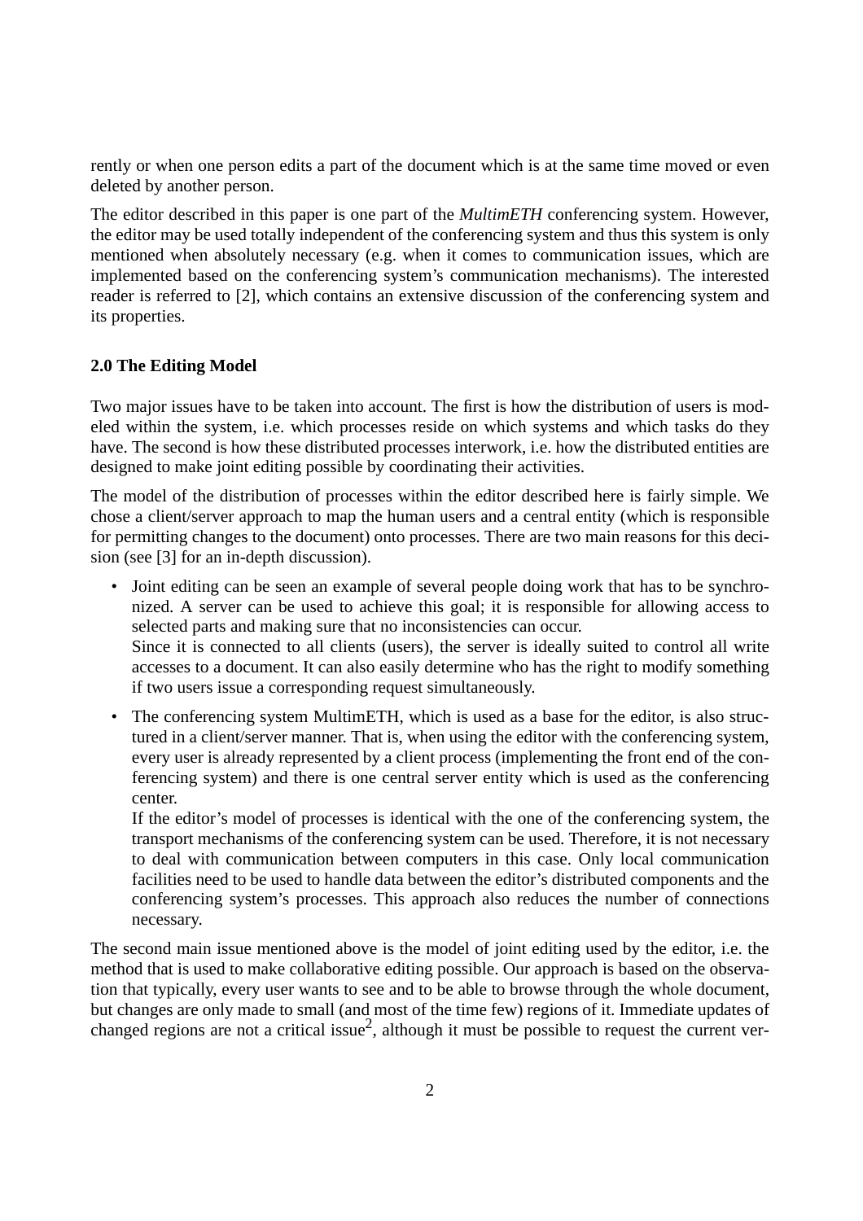rently or when one person edits a part of the document which is at the same time moved or even deleted by another person.

The editor described in this paper is one part of the *MultimETH* conferencing system. However, the editor may be used totally independent of the conferencing system and thus this system is only mentioned when absolutely necessary (e.g. when it comes to communication issues, which are implemented based on the conferencing system's communication mechanisms). The interested reader is referred to [2], which contains an extensive discussion of the conferencing system and its properties.

## 2.0 The Editing Model

Two major issues have to be taken into account. The first is how the distribution of users is modeled within the system, i.e. which processes reside on which systems and which tasks do they have. The second is how these distributed processes interwork, i.e. how the distributed entities are designed to make joint editing possible by coordinating their activities.

The model of the distribution of processes within the editor described here is fairly simple. We chose a client/server approach to map the human users and a central entity (which is responsible for permitting changes to the document) onto processes. There are two main reasons for this decision (see [3] for an in-depth discussion).

- Joint editing can be seen an example of several people doing work that has to be synchronized. A server can be used to achieve this goal; it is responsible for allowing access to selected parts and making sure that no inconsistencies can occur.
  Since it is connected to all clients (users), the server is ideally suited to control all write accesses to a document. It can also easily determine who has the right to modify something if two users issue a corresponding request simultaneously.
- The conferencing system MultimETH, which is used as a base for the editor, is also structured in a client/server manner. That is, when using the editor with the conferencing system, every user is already represented by a client process (implementing the front end of the conferencing system) and there is one central server entity which is used as the conferencing center.
  If the editor's model of processes is identical with the one of the conferencing system, the transport mechanisms of the conferencing system can be used. Therefore, it is not necessary to deal with communication between computers in this case. Only local communication facilities need to be used to handle data between the editor's distributed components and the conferencing system's processes. This approach also reduces the number of connections necessary.

The second main issue mentioned above is the model of joint editing used by the editor, i.e. the method that is used to make collaborative editing possible. Our approach is based on the observation that typically, every user wants to see and to be able to browse through the whole document, but changes are only made to small (and most of the time few) regions of it. Immediate updates of changed regions are not a critical issue[2], although it must be possible to request the current ver-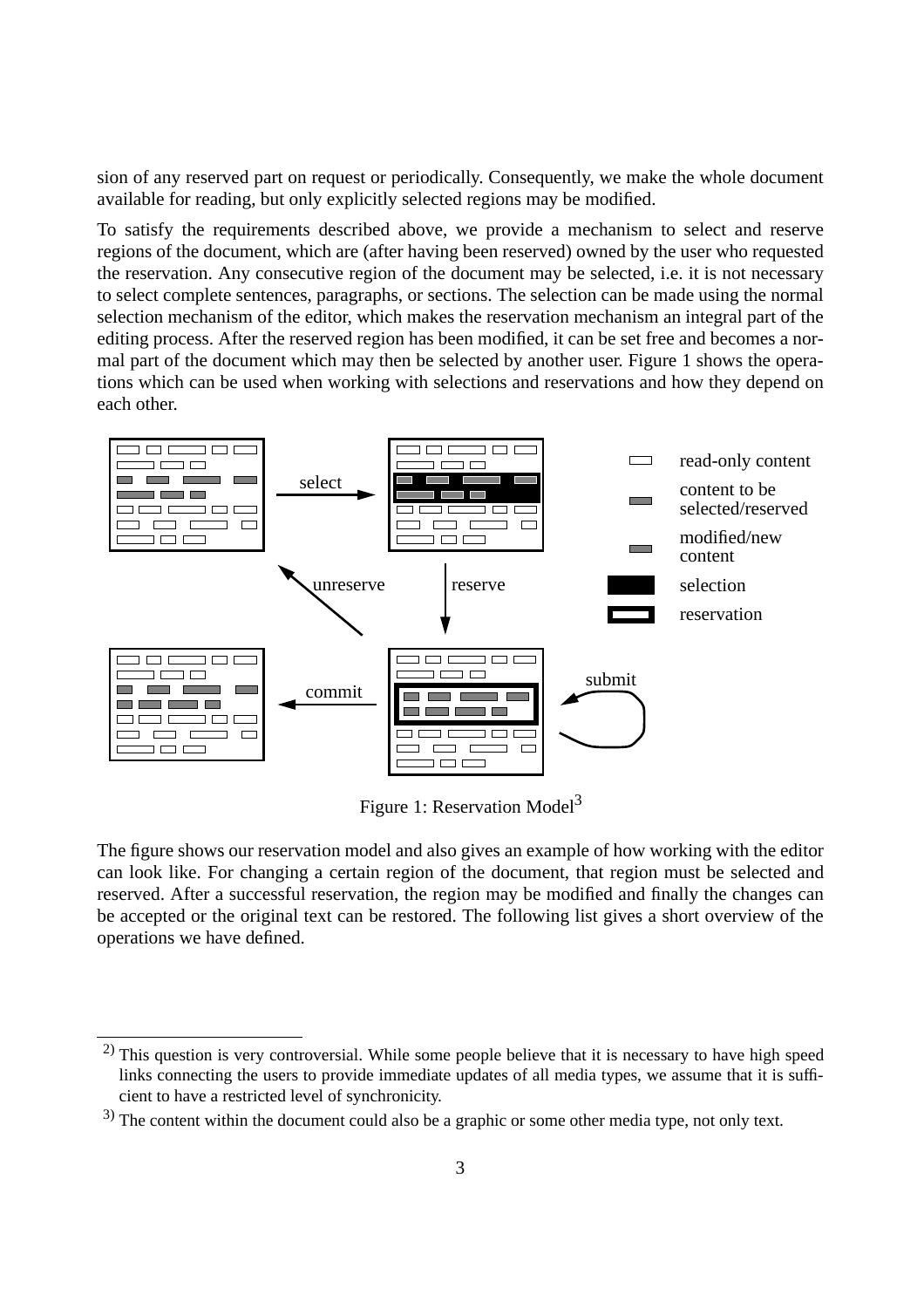sion of any reserved part on request or periodically. Consequently, we make the whole document available for reading, but only explicitly selected regions may be modified.

To satisfy the requirements described above, we provide a mechanism to select and reserve regions of the document, which are (after having been reserved) owned by the user who requested the reservation. Any consecutive region of the document may be selected, i.e. it is not necessary to select complete sentences, paragraphs, or sections. The selection can be made using the normal selection mechanism of the editor, which makes the reservation mechanism an integral part of the editing process. After the reserved region has been modified, it can be set free and becomes a normal part of the document which may then be selected by another user. Figure 1 shows the operations which can be used when working with selections and reservations and how they depend on each other.

Figure 1: Reservation Model[3]

The figure shows our reservation model and also gives an example of how working with the editor can look like. For changing a certain region of the document, that region must be selected and reserved. After a successful reservation, the region may be modified and finally the changes can be accepted or the original text can be restored. The following list gives a short overview of the operations we have defined.

---

[2] This question is very controversial. While some people believe that it is necessary to have high speed links connecting the users to provide immediate updates of all media types, we assume that it is sufficient to have a restricted level of synchronicity.

[3] The content within the document could also be a graphic or some other media type, not only text.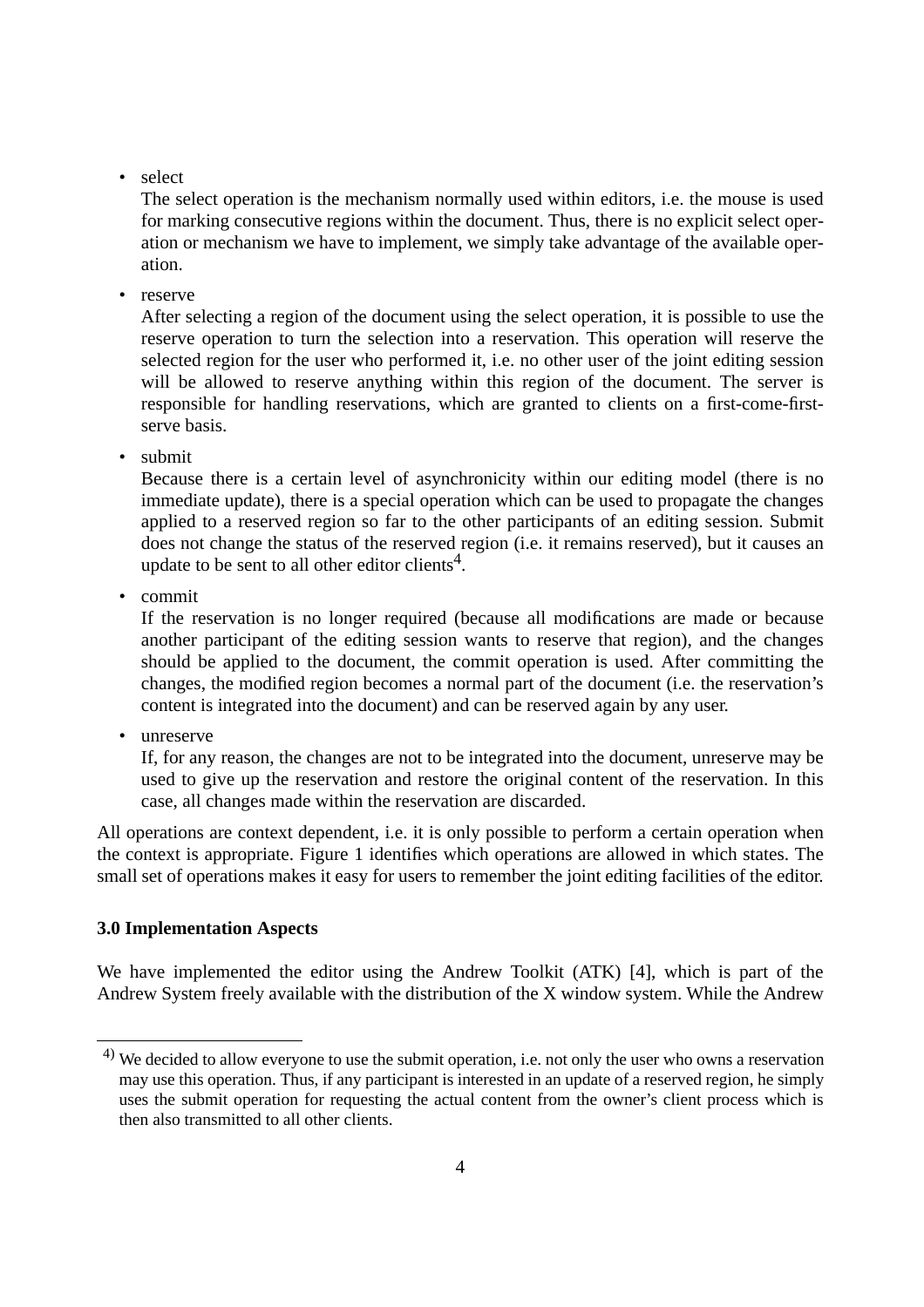- select

  The select operation is the mechanism normally used within editors, i.e. the mouse is used for marking consecutive regions within the document. Thus, there is no explicit select operation or mechanism we have to implement, we simply take advantage of the available operation.

- reserve

  After selecting a region of the document using the select operation, it is possible to use the reserve operation to turn the selection into a reservation. This operation will reserve the selected region for the user who performed it, i.e. no other user of the joint editing session will be allowed to reserve anything within this region of the document. The server is responsible for handling reservations, which are granted to clients on a first-come-first-serve basis.

- submit

  Because there is a certain level of asynchronicity within our editing model (there is no immediate update), there is a special operation which can be used to propagate the changes applied to a reserved region so far to the other participants of an editing session. Submit does not change the status of the reserved region (i.e. it remains reserved), but it causes an update to be sent to all other editor clients[4].

- commit

  If the reservation is no longer required (because all modifications are made or because another participant of the editing session wants to reserve that region), and the changes should be applied to the document, the commit operation is used. After committing the changes, the modified region becomes a normal part of the document (i.e. the reservation's content is integrated into the document) and can be reserved again by any user.

- unreserve

  If, for any reason, the changes are not to be integrated into the document, unreserve may be used to give up the reservation and restore the original content of the reservation. In this case, all changes made within the reservation are discarded.

All operations are context dependent, i.e. it is only possible to perform a certain operation when the context is appropriate. Figure 1 identifies which operations are allowed in which states. The small set of operations makes it easy for users to remember the joint editing facilities of the editor.

### 3.0 Implementation Aspects

We have implemented the editor using the Andrew Toolkit (ATK) [4], which is part of the Andrew System freely available with the distribution of the X window system. While the Andrew

---

[4] We decided to allow everyone to use the submit operation, i.e. not only the user who owns a reservation may use this operation. Thus, if any participant is interested in an update of a reserved region, he simply uses the submit operation for requesting the actual content from the owner's client process which is then also transmitted to all other clients.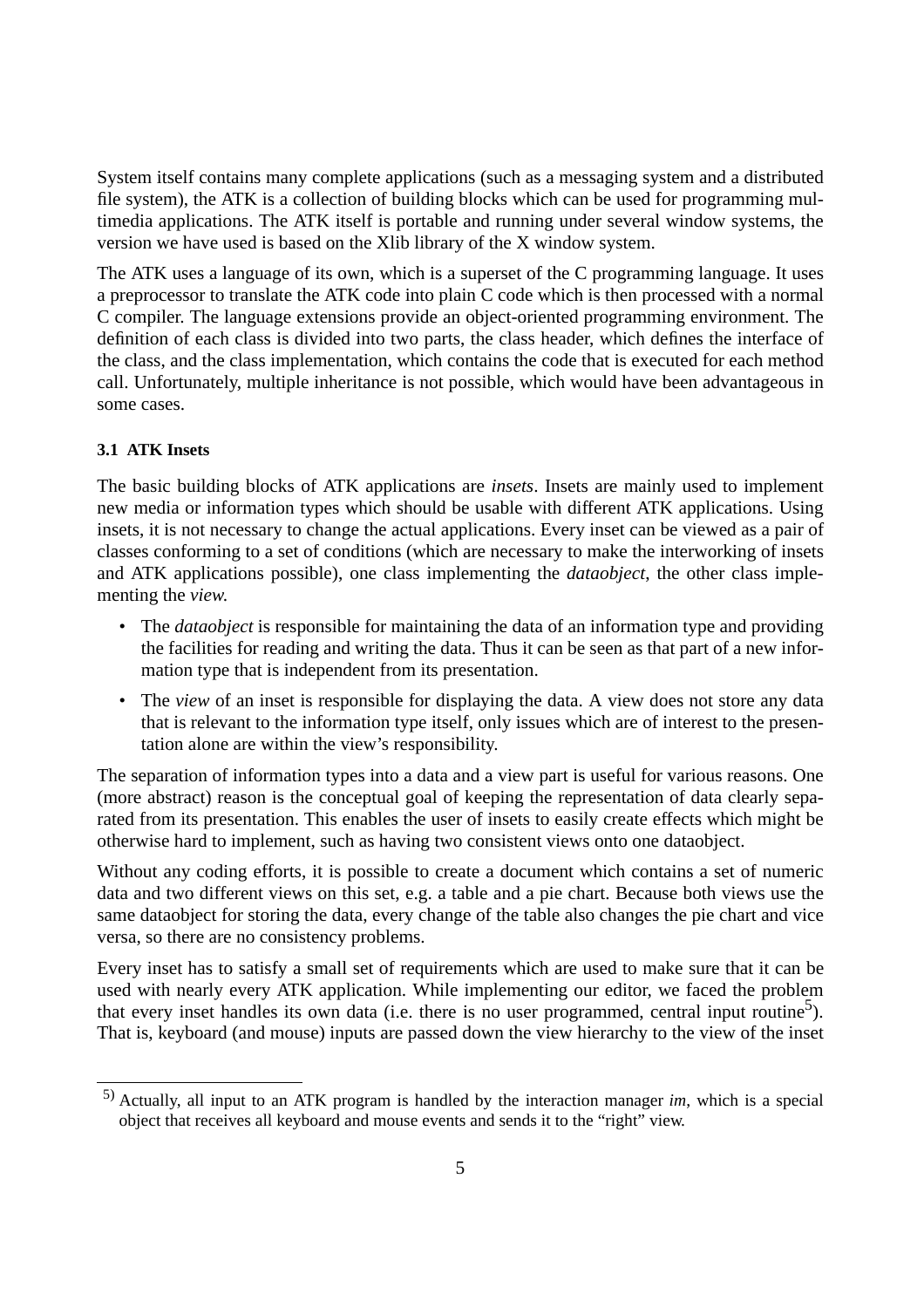System itself contains many complete applications (such as a messaging system and a distributed file system), the ATK is a collection of building blocks which can be used for programming multimedia applications. The ATK itself is portable and running under several window systems, the version we have used is based on the Xlib library of the X window system.

The ATK uses a language of its own, which is a superset of the C programming language. It uses a preprocessor to translate the ATK code into plain C code which is then processed with a normal C compiler. The language extensions provide an object-oriented programming environment. The definition of each class is divided into two parts, the class header, which defines the interface of the class, and the class implementation, which contains the code that is executed for each method call. Unfortunately, multiple inheritance is not possible, which would have been advantageous in some cases.

### 3.1 ATK Insets

The basic building blocks of ATK applications are *insets*. Insets are mainly used to implement new media or information types which should be usable with different ATK applications. Using insets, it is not necessary to change the actual applications. Every inset can be viewed as a pair of classes conforming to a set of conditions (which are necessary to make the interworking of insets and ATK applications possible), one class implementing the *dataobject*, the other class implementing the *view*.

- The *dataobject* is responsible for maintaining the data of an information type and providing the facilities for reading and writing the data. Thus it can be seen as that part of a new information type that is independent from its presentation.
- The *view* of an inset is responsible for displaying the data. A view does not store any data that is relevant to the information type itself, only issues which are of interest to the presentation alone are within the view's responsibility.

The separation of information types into a data and a view part is useful for various reasons. One (more abstract) reason is the conceptual goal of keeping the representation of data clearly separated from its presentation. This enables the user of insets to easily create effects which might be otherwise hard to implement, such as having two consistent views onto one dataobject.

Without any coding efforts, it is possible to create a document which contains a set of numeric data and two different views on this set, e.g. a table and a pie chart. Because both views use the same dataobject for storing the data, every change of the table also changes the pie chart and vice versa, so there are no consistency problems.

Every inset has to satisfy a small set of requirements which are used to make sure that it can be used with nearly every ATK application. While implementing our editor, we faced the problem that every inset handles its own data (i.e. there is no user programmed, central input routine[5]). That is, keyboard (and mouse) inputs are passed down the view hierarchy to the view of the inset

[5] Actually, all input to an ATK program is handled by the interaction manager *im*, which is a special object that receives all keyboard and mouse events and sends it to the "right" view.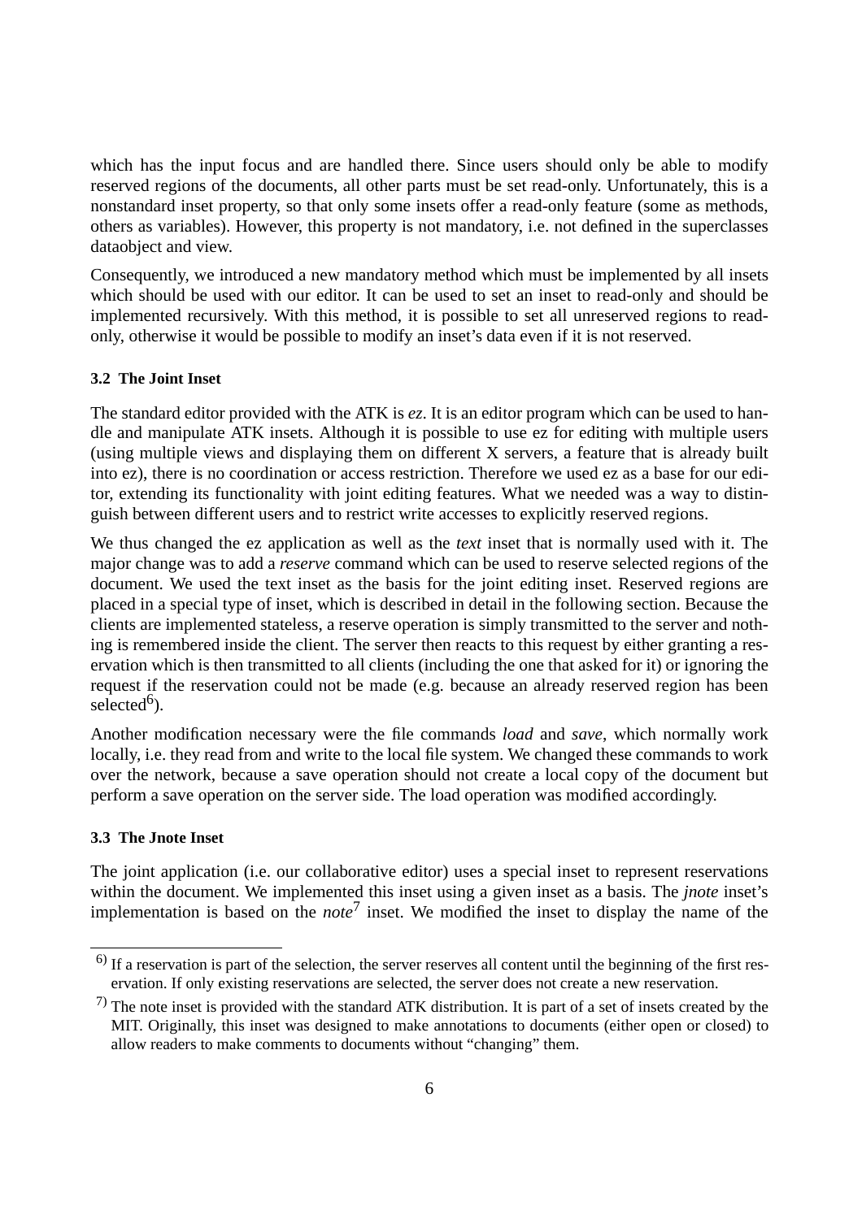which has the input focus and are handled there. Since users should only be able to modify reserved regions of the documents, all other parts must be set read-only. Unfortunately, this is a nonstandard inset property, so that only some insets offer a read-only feature (some as methods, others as variables). However, this property is not mandatory, i.e. not defined in the superclasses dataobject and view.

Consequently, we introduced a new mandatory method which must be implemented by all insets which should be used with our editor. It can be used to set an inset to read-only and should be implemented recursively. With this method, it is possible to set all unreserved regions to read-only, otherwise it would be possible to modify an inset's data even if it is not reserved.

### 3.2 The Joint Inset

The standard editor provided with the ATK is *ez*. It is an editor program which can be used to handle and manipulate ATK insets. Although it is possible to use ez for editing with multiple users (using multiple views and displaying them on different X servers, a feature that is already built into ez), there is no coordination or access restriction. Therefore we used ez as a base for our editor, extending its functionality with joint editing features. What we needed was a way to distinguish between different users and to restrict write accesses to explicitly reserved regions.

We thus changed the ez application as well as the *text* inset that is normally used with it. The major change was to add a *reserve* command which can be used to reserve selected regions of the document. We used the text inset as the basis for the joint editing inset. Reserved regions are placed in a special type of inset, which is described in detail in the following section. Because the clients are implemented stateless, a reserve operation is simply transmitted to the server and nothing is remembered inside the client. The server then reacts to this request by either granting a reservation which is then transmitted to all clients (including the one that asked for it) or ignoring the request if the reservation could not be made (e.g. because an already reserved region has been selected[6]).

Another modification necessary were the file commands *load* and *save*, which normally work locally, i.e. they read from and write to the local file system. We changed these commands to work over the network, because a save operation should not create a local copy of the document but perform a save operation on the server side. The load operation was modified accordingly.

### 3.3 The Jnote Inset

The joint application (i.e. our collaborative editor) uses a special inset to represent reservations within the document. We implemented this inset using a given inset as a basis. The *jnote* inset's implementation is based on the *note*[7] inset. We modified the inset to display the name of the

---

[6] If a reservation is part of the selection, the server reserves all content until the beginning of the first reservation. If only existing reservations are selected, the server does not create a new reservation.

[7] The note inset is provided with the standard ATK distribution. It is part of a set of insets created by the MIT. Originally, this inset was designed to make annotations to documents (either open or closed) to allow readers to make comments to documents without "changing" them.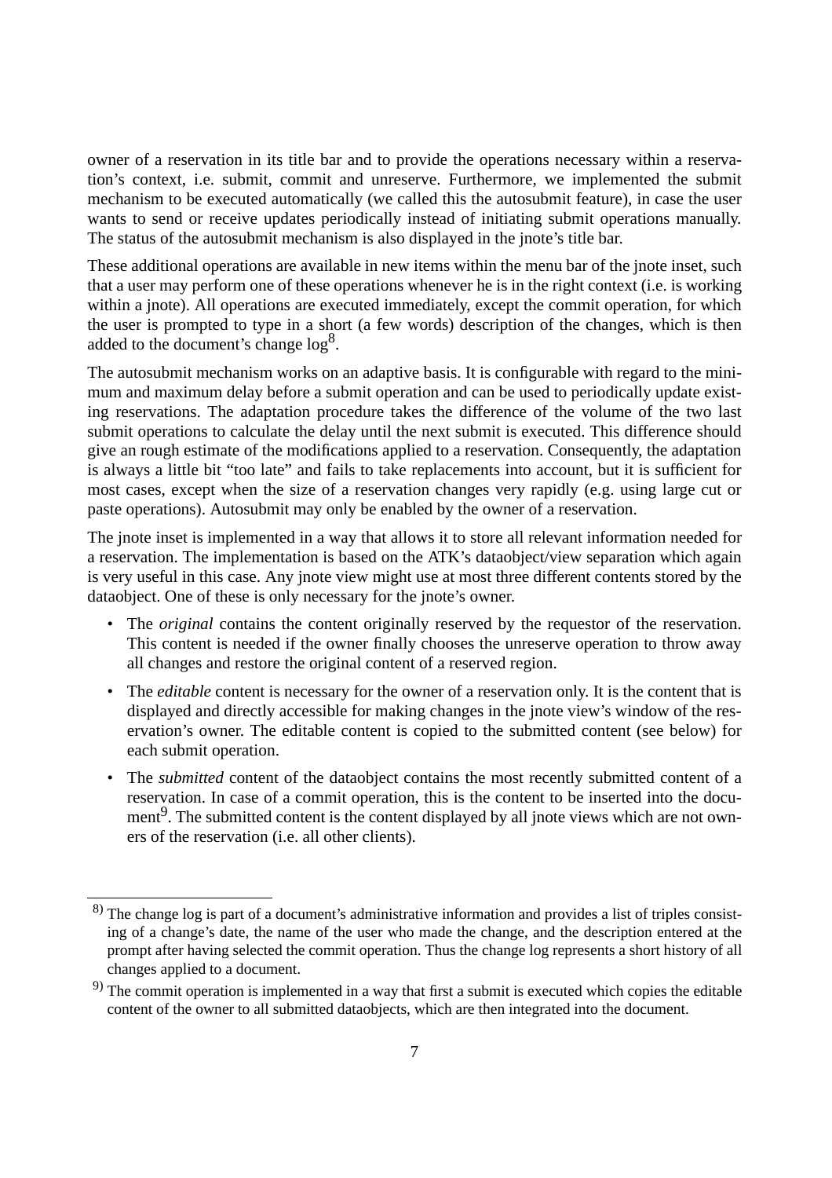owner of a reservation in its title bar and to provide the operations necessary within a reservation's context, i.e. submit, commit and unreserve. Furthermore, we implemented the submit mechanism to be executed automatically (we called this the autosubmit feature), in case the user wants to send or receive updates periodically instead of initiating submit operations manually. The status of the autosubmit mechanism is also displayed in the jnote's title bar.

These additional operations are available in new items within the menu bar of the jnote inset, such that a user may perform one of these operations whenever he is in the right context (i.e. is working within a jnote). All operations are executed immediately, except the commit operation, for which the user is prompted to type in a short (a few words) description of the changes, which is then added to the document's change log[8].

The autosubmit mechanism works on an adaptive basis. It is configurable with regard to the minimum and maximum delay before a submit operation and can be used to periodically update existing reservations. The adaptation procedure takes the difference of the volume of the two last submit operations to calculate the delay until the next submit is executed. This difference should give an rough estimate of the modifications applied to a reservation. Consequently, the adaptation is always a little bit "too late" and fails to take replacements into account, but it is sufficient for most cases, except when the size of a reservation changes very rapidly (e.g. using large cut or paste operations). Autosubmit may only be enabled by the owner of a reservation.

The jnote inset is implemented in a way that allows it to store all relevant information needed for a reservation. The implementation is based on the ATK's dataobject/view separation which again is very useful in this case. Any jnote view might use at most three different contents stored by the dataobject. One of these is only necessary for the jnote's owner.

- The *original* contains the content originally reserved by the requestor of the reservation. This content is needed if the owner finally chooses the unreserve operation to throw away all changes and restore the original content of a reserved region.
- The *editable* content is necessary for the owner of a reservation only. It is the content that is displayed and directly accessible for making changes in the jnote view's window of the reservation's owner. The editable content is copied to the submitted content (see below) for each submit operation.
- The *submitted* content of the dataobject contains the most recently submitted content of a reservation. In case of a commit operation, this is the content to be inserted into the document[9]. The submitted content is the content displayed by all jnote views which are not owners of the reservation (i.e. all other clients).

---

[8] The change log is part of a document's administrative information and provides a list of triples consisting of a change's date, the name of the user who made the change, and the description entered at the prompt after having selected the commit operation. Thus the change log represents a short history of all changes applied to a document.

[9] The commit operation is implemented in a way that first a submit is executed which copies the editable content of the owner to all submitted dataobjects, which are then integrated into the document.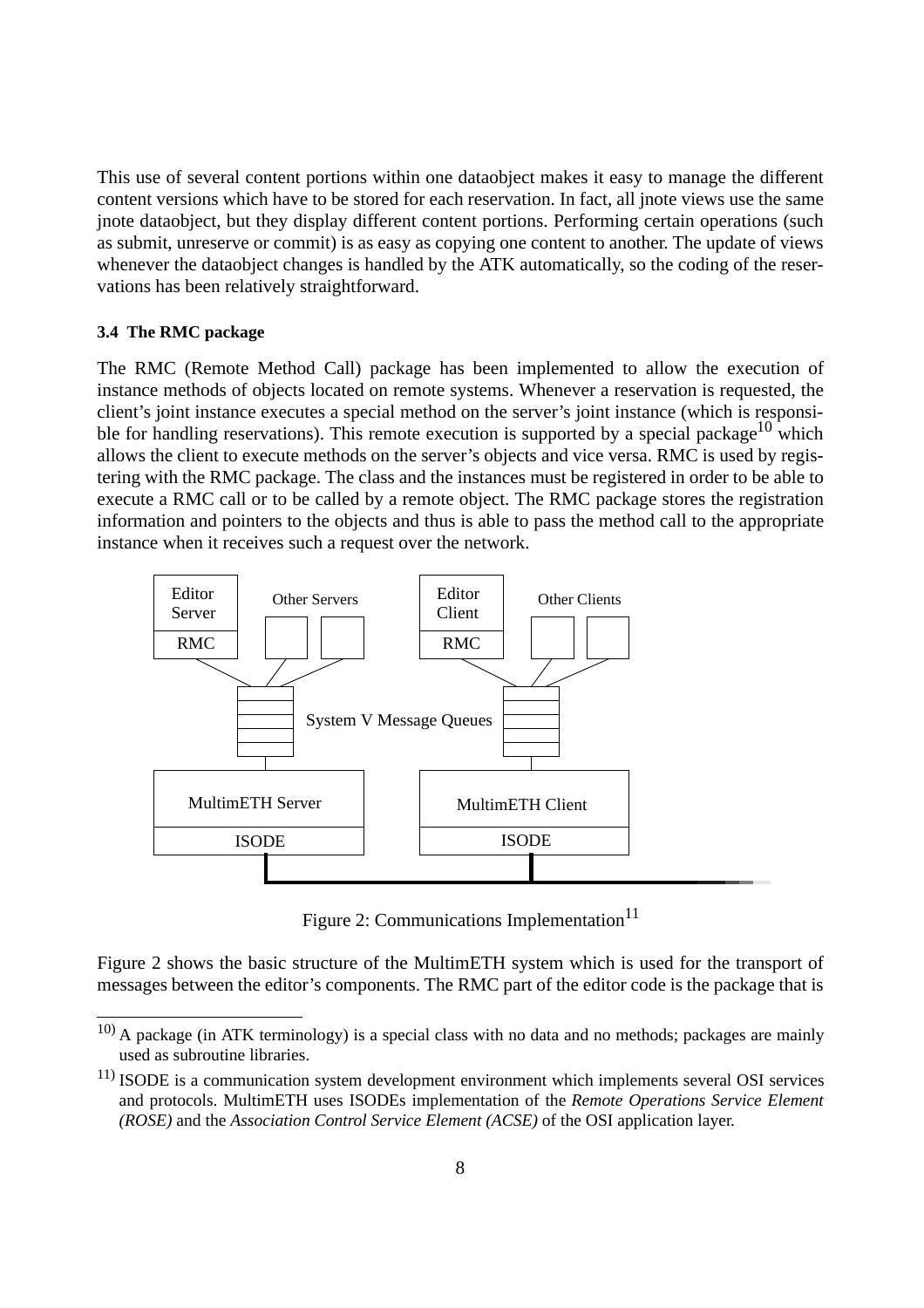This use of several content portions within one dataobject makes it easy to manage the different content versions which have to be stored for each reservation. In fact, all jnote views use the same jnote dataobject, but they display different content portions. Performing certain operations (such as submit, unreserve or commit) is as easy as copying one content to another. The update of views whenever the dataobject changes is handled by the ATK automatically, so the coding of the reservations has been relatively straightforward.

### 3.4 The RMC package

The RMC (Remote Method Call) package has been implemented to allow the execution of instance methods of objects located on remote systems. Whenever a reservation is requested, the client's joint instance executes a special method on the server's joint instance (which is responsible for handling reservations). This remote execution is supported by a special package[10] which allows the client to execute methods on the server's objects and vice versa. RMC is used by registering with the RMC package. The class and the instances must be registered in order to be able to execute a RMC call or to be called by a remote object. The RMC package stores the registration information and pointers to the objects and thus is able to pass the method call to the appropriate instance when it receives such a request over the network.

Figure 2: Communications Implementation[11]

Figure 2 shows the basic structure of the MultimETH system which is used for the transport of messages between the editor's components. The RMC part of the editor code is the package that is

---

[10] A package (in ATK terminology) is a special class with no data and no methods; packages are mainly used as subroutine libraries.

[11] ISODE is a communication system development environment which implements several OSI services and protocols. MultimETH uses ISODEs implementation of the *Remote Operations Service Element (ROSE)* and the *Association Control Service Element (ACSE)* of the OSI application layer.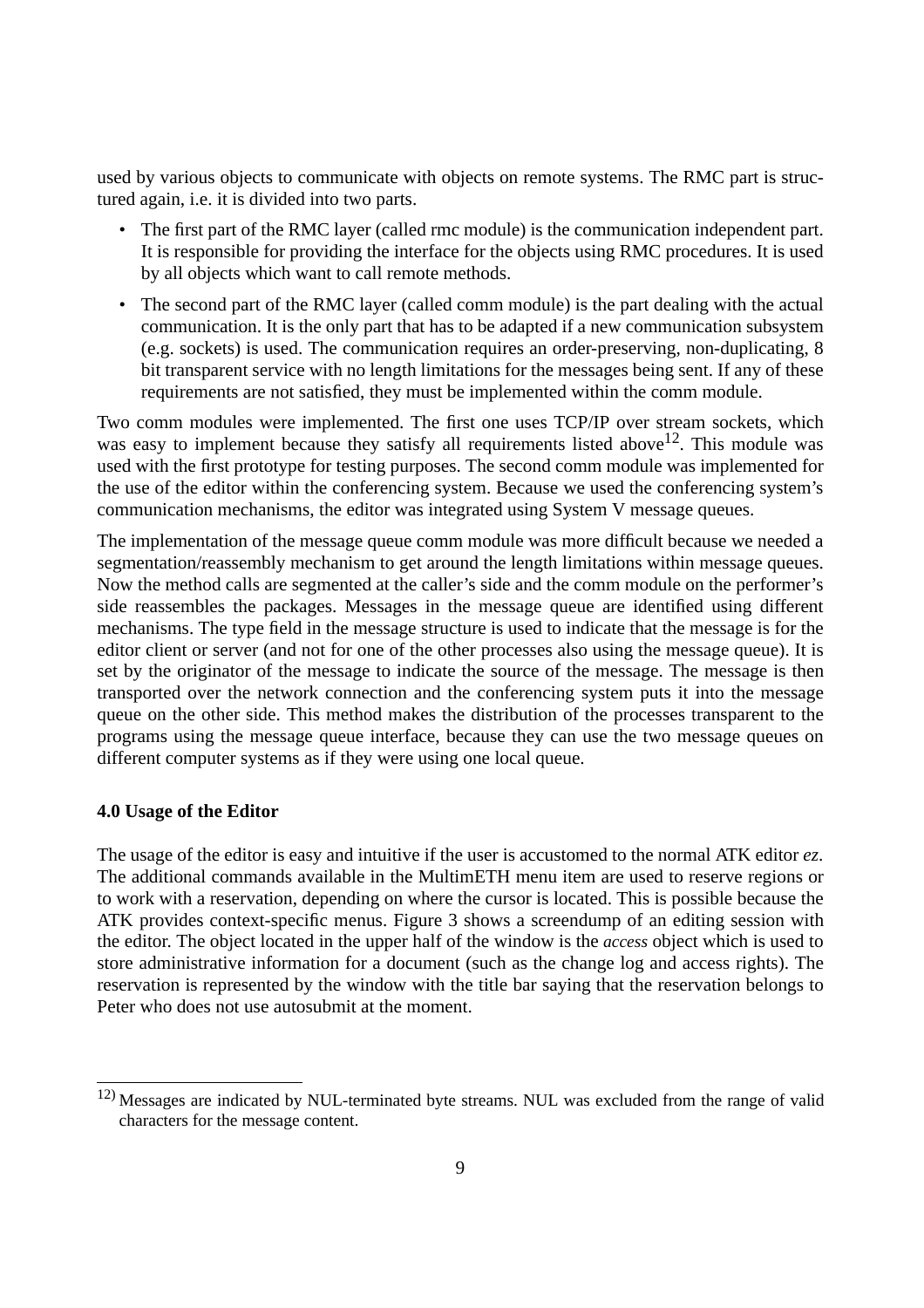used by various objects to communicate with objects on remote systems. The RMC part is structured again, i.e. it is divided into two parts.

- The first part of the RMC layer (called rmc module) is the communication independent part. It is responsible for providing the interface for the objects using RMC procedures. It is used by all objects which want to call remote methods.
- The second part of the RMC layer (called comm module) is the part dealing with the actual communication. It is the only part that has to be adapted if a new communication subsystem (e.g. sockets) is used. The communication requires an order-preserving, non-duplicating, 8 bit transparent service with no length limitations for the messages being sent. If any of these requirements are not satisfied, they must be implemented within the comm module.

Two comm modules were implemented. The first one uses TCP/IP over stream sockets, which was easy to implement because they satisfy all requirements listed above[12]. This module was used with the first prototype for testing purposes. The second comm module was implemented for the use of the editor within the conferencing system. Because we used the conferencing system's communication mechanisms, the editor was integrated using System V message queues.

The implementation of the message queue comm module was more difficult because we needed a segmentation/reassembly mechanism to get around the length limitations within message queues. Now the method calls are segmented at the caller's side and the comm module on the performer's side reassembles the packages. Messages in the message queue are identified using different mechanisms. The type field in the message structure is used to indicate that the message is for the editor client or server (and not for one of the other processes also using the message queue). It is set by the originator of the message to indicate the source of the message. The message is then transported over the network connection and the conferencing system puts it into the message queue on the other side. This method makes the distribution of the processes transparent to the programs using the message queue interface, because they can use the two message queues on different computer systems as if they were using one local queue.

## 4.0 Usage of the Editor

The usage of the editor is easy and intuitive if the user is accustomed to the normal ATK editor *ez*. The additional commands available in the MultimETH menu item are used to reserve regions or to work with a reservation, depending on where the cursor is located. This is possible because the ATK provides context-specific menus. Figure 3 shows a screendump of an editing session with the editor. The object located in the upper half of the window is the *access* object which is used to store administrative information for a document (such as the change log and access rights). The reservation is represented by the window with the title bar saying that the reservation belongs to Peter who does not use autosubmit at the moment.

---

[12] Messages are indicated by NUL-terminated byte streams. NUL was excluded from the range of valid characters for the message content.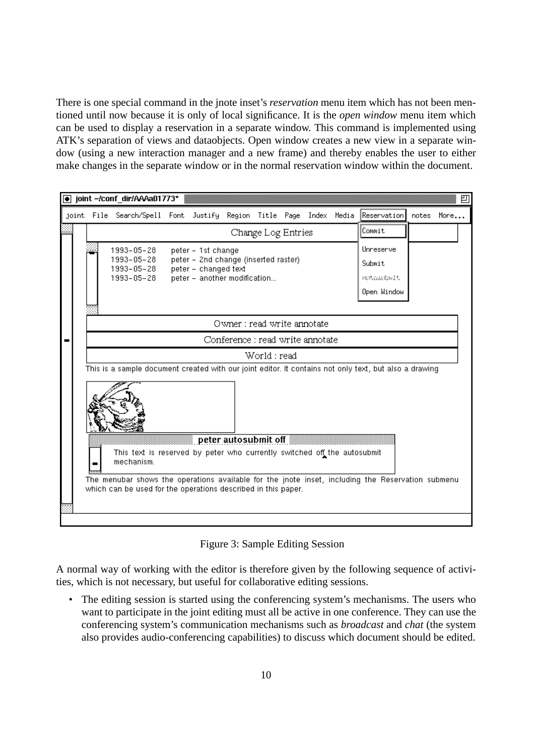There is one special command in the jnote inset's *reservation* menu item which has not been mentioned until now because it is only of local significance. It is the *open window* menu item which can be used to display a reservation in a separate window. This command is implemented using ATK's separation of views and dataobjects. Open window creates a new view in a separate window (using a new interaction manager and a new frame) and thereby enables the user to either make changes in the separate window or in the normal reservation window within the document.

Figure 3: Sample Editing Session

A normal way of working with the editor is therefore given by the following sequence of activities, which is not necessary, but useful for collaborative editing sessions.

- The editing session is started using the conferencing system's mechanisms. The users who want to participate in the joint editing must all be active in one conference. They can use the conferencing system's communication mechanisms such as *broadcast* and *chat* (the system also provides audio-conferencing capabilities) to discuss which document should be edited.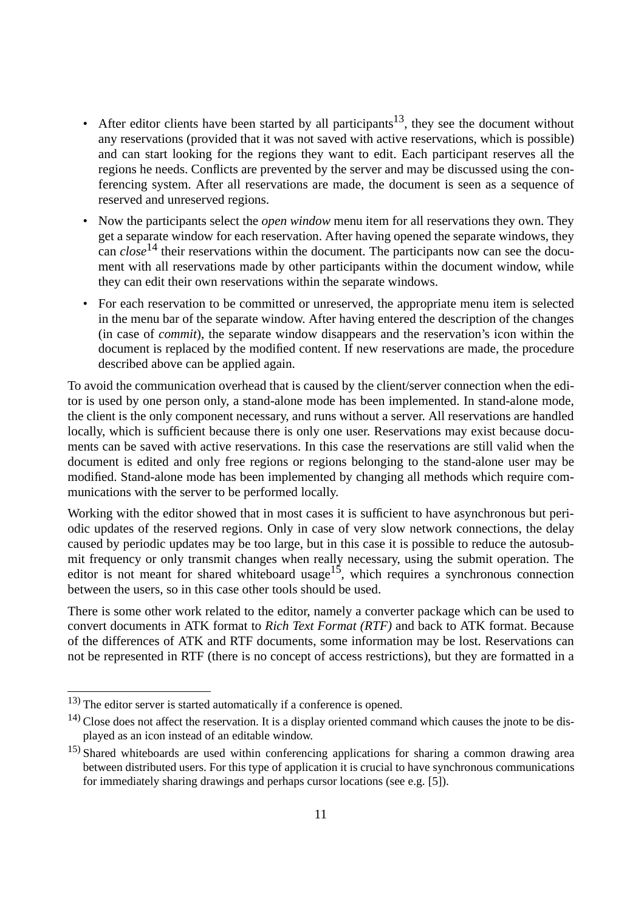- After editor clients have been started by all participants[13], they see the document without any reservations (provided that it was not saved with active reservations, which is possible) and can start looking for the regions they want to edit. Each participant reserves all the regions he needs. Conflicts are prevented by the server and may be discussed using the conferencing system. After all reservations are made, the document is seen as a sequence of reserved and unreserved regions.
- Now the participants select the *open window* menu item for all reservations they own. They get a separate window for each reservation. After having opened the separate windows, they can *close*[14] their reservations within the document. The participants now can see the document with all reservations made by other participants within the document window, while they can edit their own reservations within the separate windows.
- For each reservation to be committed or unreserved, the appropriate menu item is selected in the menu bar of the separate window. After having entered the description of the changes (in case of *commit*), the separate window disappears and the reservation's icon within the document is replaced by the modified content. If new reservations are made, the procedure described above can be applied again.

To avoid the communication overhead that is caused by the client/server connection when the editor is used by one person only, a stand-alone mode has been implemented. In stand-alone mode, the client is the only component necessary, and runs without a server. All reservations are handled locally, which is sufficient because there is only one user. Reservations may exist because documents can be saved with active reservations. In this case the reservations are still valid when the document is edited and only free regions or regions belonging to the stand-alone user may be modified. Stand-alone mode has been implemented by changing all methods which require communications with the server to be performed locally.

Working with the editor showed that in most cases it is sufficient to have asynchronous but periodic updates of the reserved regions. Only in case of very slow network connections, the delay caused by periodic updates may be too large, but in this case it is possible to reduce the autosubmit frequency or only transmit changes when really necessary, using the submit operation. The editor is not meant for shared whiteboard usage[15], which requires a synchronous connection between the users, so in this case other tools should be used.

There is some other work related to the editor, namely a converter package which can be used to convert documents in ATK format to *Rich Text Format (RTF)* and back to ATK format. Because of the differences of ATK and RTF documents, some information may be lost. Reservations can not be represented in RTF (there is no concept of access restrictions), but they are formatted in a

---

13) The editor server is started automatically if a conference is opened.

14) Close does not affect the reservation. It is a display oriented command which causes the jnote to be displayed as an icon instead of an editable window.

15) Shared whiteboards are used within conferencing applications for sharing a common drawing area between distributed users. For this type of application it is crucial to have synchronous communications for immediately sharing drawings and perhaps cursor locations (see e.g. [5]).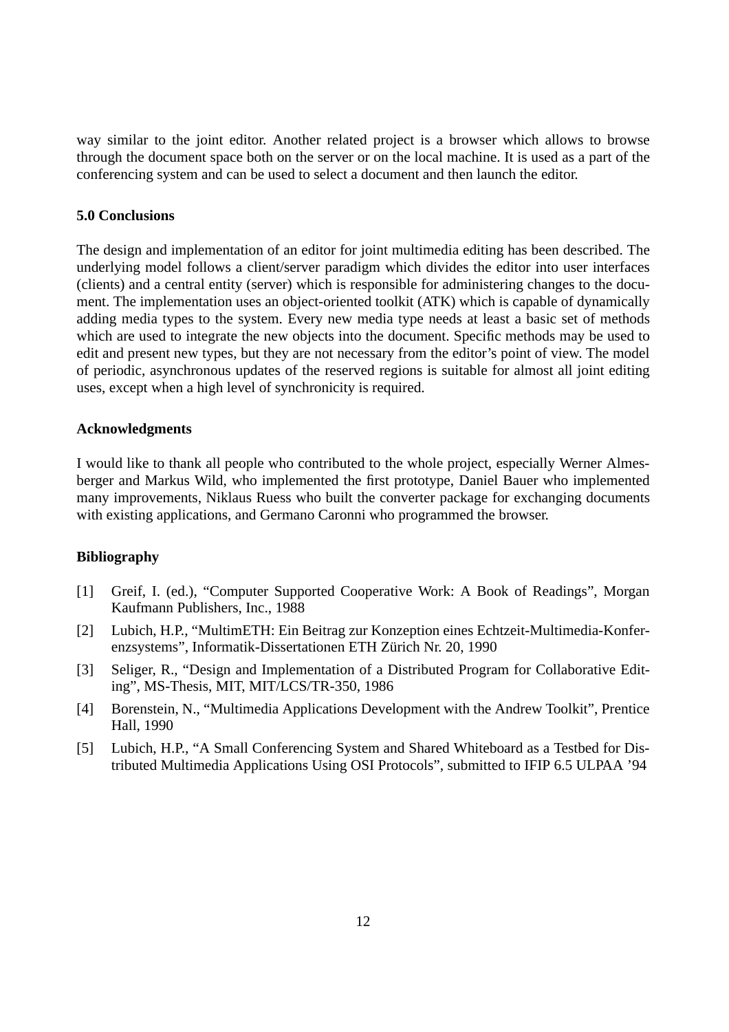way similar to the joint editor. Another related project is a browser which allows to browse through the document space both on the server or on the local machine. It is used as a part of the conferencing system and can be used to select a document and then launch the editor.

## 5.0 Conclusions

The design and implementation of an editor for joint multimedia editing has been described. The underlying model follows a client/server paradigm which divides the editor into user interfaces (clients) and a central entity (server) which is responsible for administering changes to the document. The implementation uses an object-oriented toolkit (ATK) which is capable of dynamically adding media types to the system. Every new media type needs at least a basic set of methods which are used to integrate the new objects into the document. Specific methods may be used to edit and present new types, but they are not necessary from the editor's point of view. The model of periodic, asynchronous updates of the reserved regions is suitable for almost all joint editing uses, except when a high level of synchronicity is required.

## Acknowledgments

I would like to thank all people who contributed to the whole project, especially Werner Almesberger and Markus Wild, who implemented the first prototype, Daniel Bauer who implemented many improvements, Niklaus Ruess who built the converter package for exchanging documents with existing applications, and Germano Caronni who programmed the browser.

## Bibliography

[1] Greif, I. (ed.), "Computer Supported Cooperative Work: A Book of Readings", Morgan Kaufmann Publishers, Inc., 1988

[2] Lubich, H.P., "MultimETH: Ein Beitrag zur Konzeption eines Echtzeit-Multimedia-Konferenzsystems", Informatik-Dissertationen ETH Zürich Nr. 20, 1990

[3] Seliger, R., "Design and Implementation of a Distributed Program for Collaborative Editing", MS-Thesis, MIT, MIT/LCS/TR-350, 1986

[4] Borenstein, N., "Multimedia Applications Development with the Andrew Toolkit", Prentice Hall, 1990

[5] Lubich, H.P., "A Small Conferencing System and Shared Whiteboard as a Testbed for Distributed Multimedia Applications Using OSI Protocols", submitted to IFIP 6.5 ULPAA '94